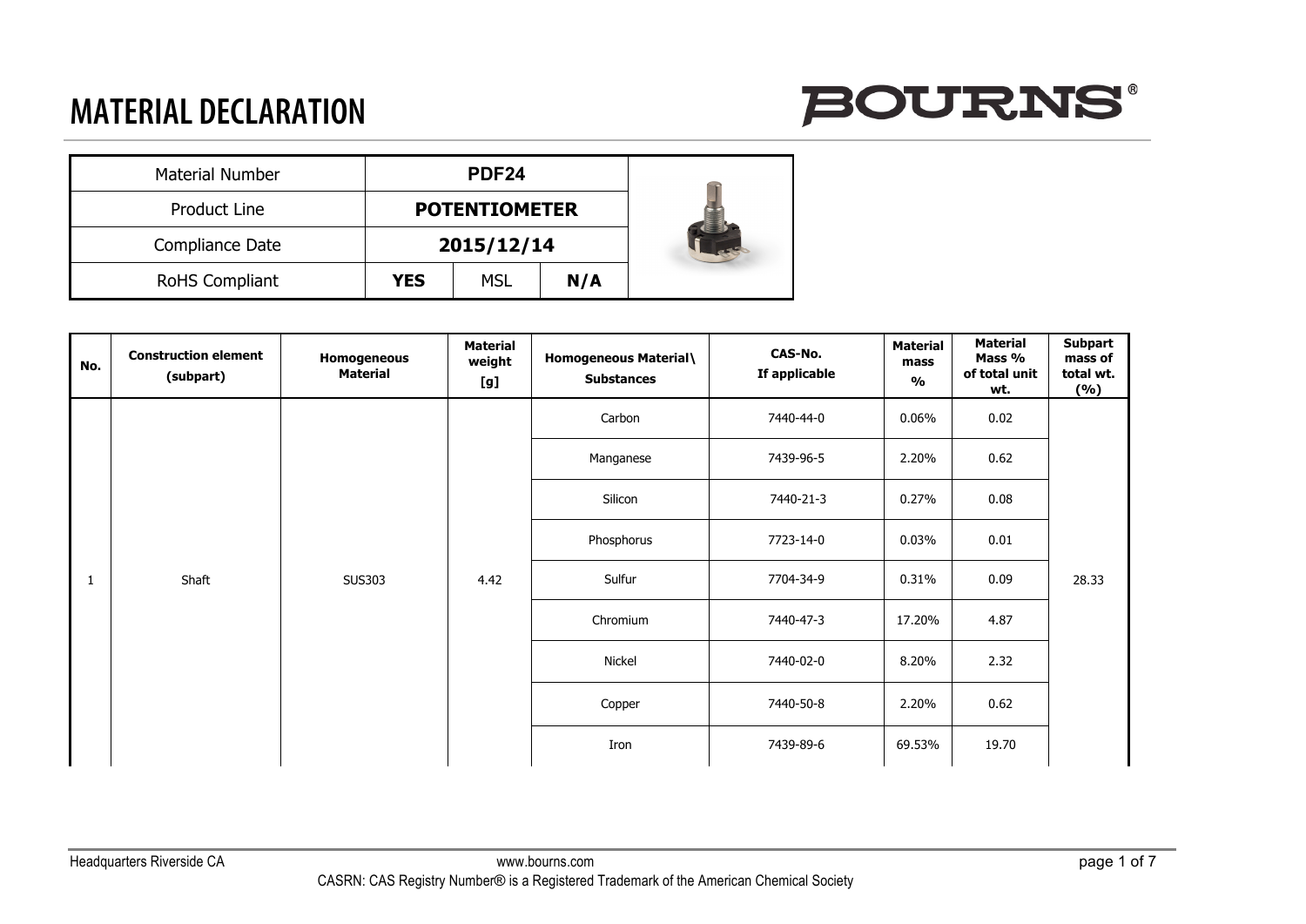# MATERIAL DECLARATION

BOURNS®

| Material Number | PDF24 | |
|---|---|---|
| Product Line | **POTENTIOMETER** | |
| Compliance Date | **2015/12/14** | |
| RoHS Compliant | **YES** | MSL | **N/A** |

| No. | Construction element (subpart) | Homogeneous Material | Material weight [g] | Homogeneous Material\ Substances | CAS-No. If applicable | Material mass % | Material Mass % of total unit wt. | Subpart mass of total wt. (%) |
|---|---|---|---|---|---|---|---|---|
| 1 | Shaft | SUS303 | 4.42 | Carbon | 7440-44-0 | 0.06% | 0.02 | 28.33 |
| | | | | Manganese | 7439-96-5 | 2.20% | 0.62 | |
| | | | | Silicon | 7440-21-3 | 0.27% | 0.08 | |
| | | | | Phosphorus | 7723-14-0 | 0.03% | 0.01 | |
| | | | | Sulfur | 7704-34-9 | 0.31% | 0.09 | |
| | | | | Chromium | 7440-47-3 | 17.20% | 4.87 | |
| | | | | Nickel | 7440-02-0 | 8.20% | 2.32 | |
| | | | | Copper | 7440-50-8 | 2.20% | 0.62 | |
| | | | | Iron | 7439-89-6 | 69.53% | 19.70 | |

Headquarters Riverside CA www.bourns.com

CASRN: CAS Registry Number® is a Registered Trademark of the American Chemical Society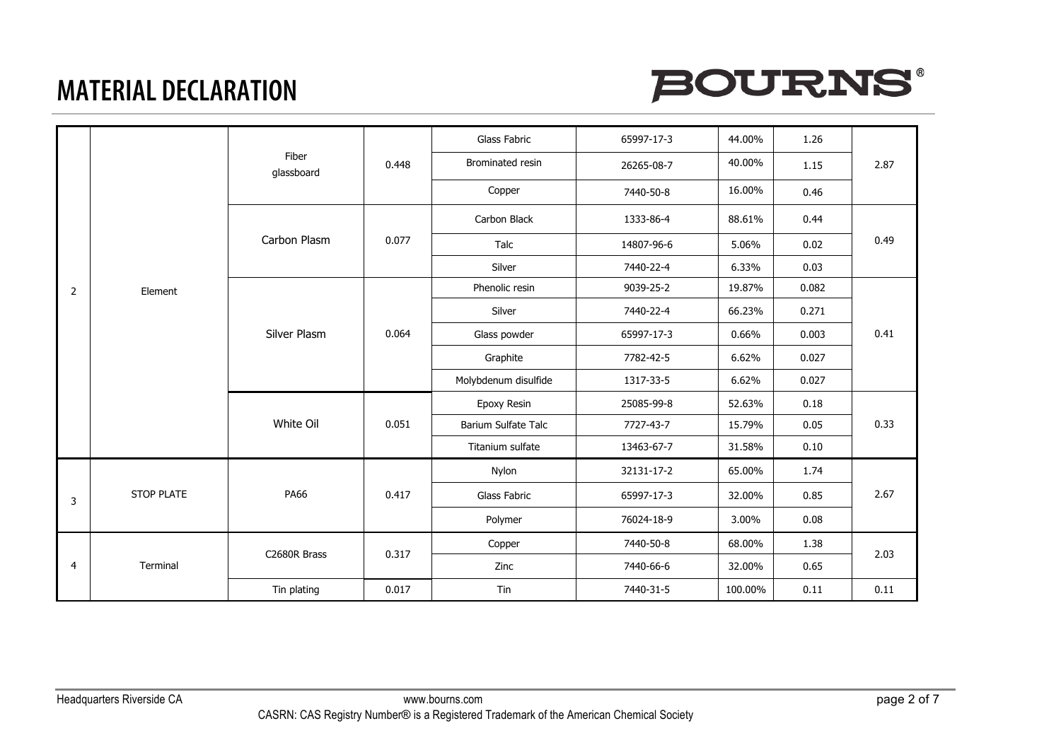# MATERIAL DECLARATION

| | | | | | | | | |
|---|---|---|---|---|---|---|---|---|
| 2 | Element | Fiber glassboard | 0.448 | Glass Fabric | 65997-17-3 | 44.00% | 1.26 | 2.87 |
| | | | | Brominated resin | 26265-08-7 | 40.00% | 1.15 | |
| | | | | Copper | 7440-50-8 | 16.00% | 0.46 | |
| | | Carbon Plasm | 0.077 | Carbon Black | 1333-86-4 | 88.61% | 0.44 | 0.49 |
| | | | | Talc | 14807-96-6 | 5.06% | 0.02 | |
| | | | | Silver | 7440-22-4 | 6.33% | 0.03 | |
| | | Silver Plasm | 0.064 | Phenolic resin | 9039-25-2 | 19.87% | 0.082 | 0.41 |
| | | | | Silver | 7440-22-4 | 66.23% | 0.271 | |
| | | | | Glass powder | 65997-17-3 | 0.66% | 0.003 | |
| | | | | Graphite | 7782-42-5 | 6.62% | 0.027 | |
| | | | | Molybdenum disulfide | 1317-33-5 | 6.62% | 0.027 | |
| | | White Oil | 0.051 | Epoxy Resin | 25085-99-8 | 52.63% | 0.18 | 0.33 |
| | | | | Barium Sulfate Talc | 7727-43-7 | 15.79% | 0.05 | |
| | | | | Titanium sulfate | 13463-67-7 | 31.58% | 0.10 | |
| 3 | STOP PLATE | PA66 | 0.417 | Nylon | 32131-17-2 | 65.00% | 1.74 | 2.67 |
| | | | | Glass Fabric | 65997-17-3 | 32.00% | 0.85 | |
| | | | | Polymer | 76024-18-9 | 3.00% | 0.08 | |
| 4 | Terminal | C2680R Brass | 0.317 | Copper | 7440-50-8 | 68.00% | 1.38 | 2.03 |
| | | | | Zinc | 7440-66-6 | 32.00% | 0.65 | |
| | | Tin plating | 0.017 | Tin | 7440-31-5 | 100.00% | 0.11 | 0.11 |

Headquarters Riverside CA www.bourns.com

CASRN: CAS Registry Number® is a Registered Trademark of the American Chemical Society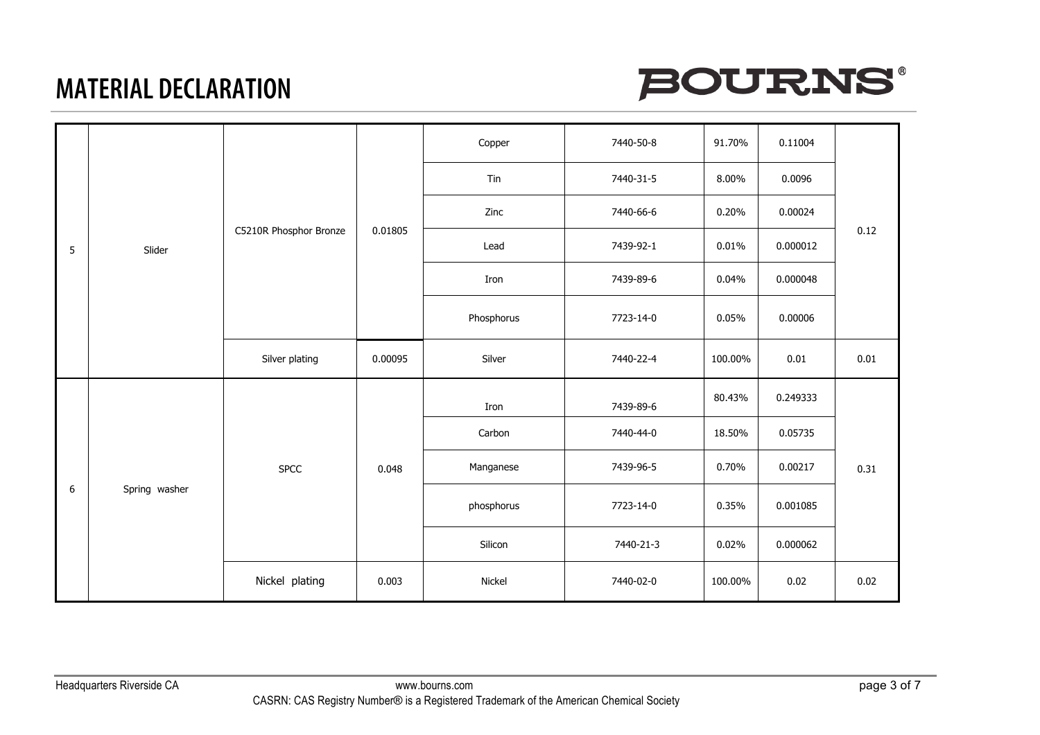# MATERIAL DECLARATION

| | | | | | | | | |
|---|---|---|---|---|---|---|---|---|
| 5 | Slider | C5210R Phosphor Bronze | 0.01805 | Copper | 7440-50-8 | 91.70% | 0.11004 | 0.12 |
| | | | | Tin | 7440-31-5 | 8.00% | 0.0096 | |
| | | | | Zinc | 7440-66-6 | 0.20% | 0.00024 | |
| | | | | Lead | 7439-92-1 | 0.01% | 0.000012 | |
| | | | | Iron | 7439-89-6 | 0.04% | 0.000048 | |
| | | | | Phosphorus | 7723-14-0 | 0.05% | 0.00006 | |
| | | Silver plating | 0.00095 | Silver | 7440-22-4 | 100.00% | 0.01 | 0.01 |
| 6 | Spring washer | SPCC | 0.048 | Iron | 7439-89-6 | 80.43% | 0.249333 | 0.31 |
| | | | | Carbon | 7440-44-0 | 18.50% | 0.05735 | |
| | | | | Manganese | 7439-96-5 | 0.70% | 0.00217 | |
| | | | | phosphorus | 7723-14-0 | 0.35% | 0.001085 | |
| | | | | Silicon | 7440-21-3 | 0.02% | 0.000062 | |
| | | Nickel plating | 0.003 | Nickel | 7440-02-0 | 100.00% | 0.02 | 0.02 |

Headquarters Riverside CA www.bourns.com

CASRN: CAS Registry Number® is a Registered Trademark of the American Chemical Society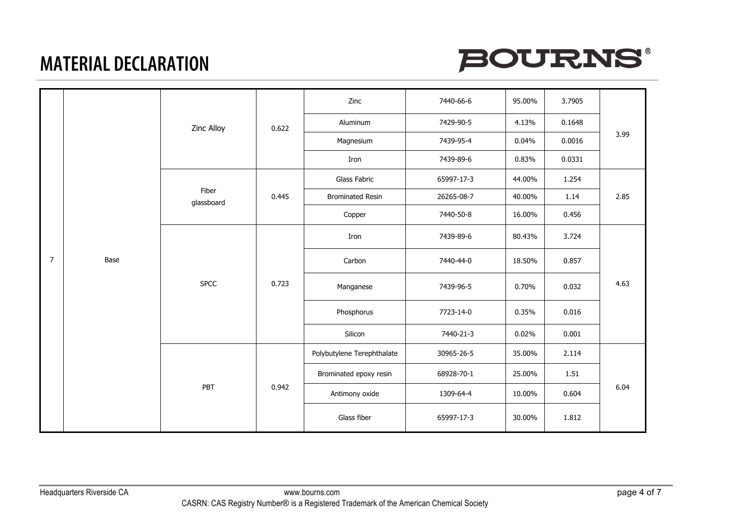# MATERIAL DECLARATION

| | | | | | | | | |
|---|---|---|---|---|---|---|---|---|
| 7 | Base | Zinc Alloy | 0.622 | Zinc | 7440-66-6 | 95.00% | 3.7905 | 3.99 |
| | | | | Aluminum | 7429-90-5 | 4.13% | 0.1648 | |
| | | | | Magnesium | 7439-95-4 | 0.04% | 0.0016 | |
| | | | | Iron | 7439-89-6 | 0.83% | 0.0331 | |
| | | Fiber glassboard | 0.445 | Glass Fabric | 65997-17-3 | 44.00% | 1.254 | 2.85 |
| | | | | Brominated Resin | 26265-08-7 | 40.00% | 1.14 | |
| | | | | Copper | 7440-50-8 | 16.00% | 0.456 | |
| | | SPCC | 0.723 | Iron | 7439-89-6 | 80.43% | 3.724 | 4.63 |
| | | | | Carbon | 7440-44-0 | 18.50% | 0.857 | |
| | | | | Manganese | 7439-96-5 | 0.70% | 0.032 | |
| | | | | Phosphorus | 7723-14-0 | 0.35% | 0.016 | |
| | | | | Silicon | 7440-21-3 | 0.02% | 0.001 | |
| | | PBT | 0.942 | Polybutylene Terephthalate | 30965-26-5 | 35.00% | 2.114 | 6.04 |
| | | | | Brominated epoxy resin | 68928-70-1 | 25.00% | 1.51 | |
| | | | | Antimony oxide | 1309-64-4 | 10.00% | 0.604 | |
| | | | | Glass fiber | 65997-17-3 | 30.00% | 1.812 | |

CASRN: CAS Registry Number® is a Registered Trademark of the American Chemical Society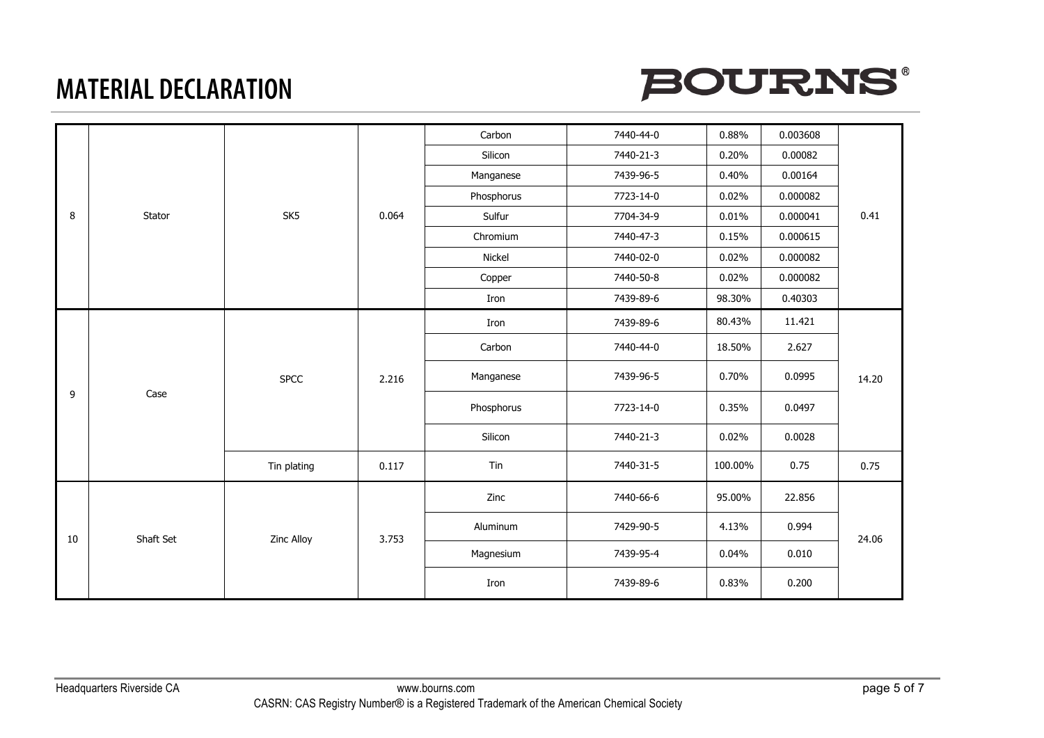# MATERIAL DECLARATION

| | | | | | | | | |
|---|---|---|---|---|---|---|---|---|
| 8 | Stator | SK5 | 0.064 | Carbon | 7440-44-0 | 0.88% | 0.003608 | 0.41 |
| | | | | Silicon | 7440-21-3 | 0.20% | 0.00082 | |
| | | | | Manganese | 7439-96-5 | 0.40% | 0.00164 | |
| | | | | Phosphorus | 7723-14-0 | 0.02% | 0.000082 | |
| | | | | Sulfur | 7704-34-9 | 0.01% | 0.000041 | |
| | | | | Chromium | 7440-47-3 | 0.15% | 0.000615 | |
| | | | | Nickel | 7440-02-0 | 0.02% | 0.000082 | |
| | | | | Copper | 7440-50-8 | 0.02% | 0.000082 | |
| | | | | Iron | 7439-89-6 | 98.30% | 0.40303 | |
| 9 | Case | SPCC | 2.216 | Iron | 7439-89-6 | 80.43% | 11.421 | 14.20 |
| | | | | Carbon | 7440-44-0 | 18.50% | 2.627 | |
| | | | | Manganese | 7439-96-5 | 0.70% | 0.0995 | |
| | | | | Phosphorus | 7723-14-0 | 0.35% | 0.0497 | |
| | | | | Silicon | 7440-21-3 | 0.02% | 0.0028 | |
| | | Tin plating | 0.117 | Tin | 7440-31-5 | 100.00% | 0.75 | 0.75 |
| 10 | Shaft Set | Zinc Alloy | 3.753 | Zinc | 7440-66-6 | 95.00% | 22.856 | 24.06 |
| | | | | Aluminum | 7429-90-5 | 4.13% | 0.994 | |
| | | | | Magnesium | 7439-95-4 | 0.04% | 0.010 | |
| | | | | Iron | 7439-89-6 | 0.83% | 0.200 | |

Headquarters Riverside CA www.bourns.com

CASRN: CAS Registry Number® is a Registered Trademark of the American Chemical Society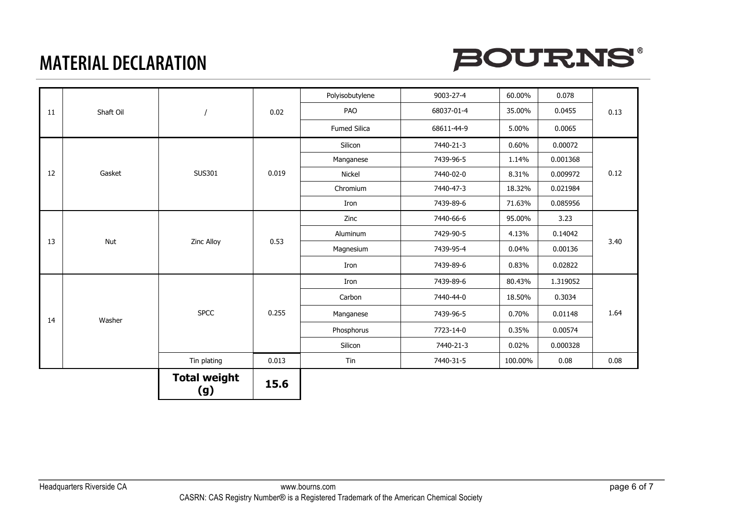# MATERIAL DECLARATION

BOURNS®

| | | | | | | | | |
|---|---|---|---|---|---|---|---|---|
| 11 | Shaft Oil | / | 0.02 | Polyisobutylene | 9003-27-4 | 60.00% | 0.078 | 0.13 |
| | | | | PAO | 68037-01-4 | 35.00% | 0.0455 | |
| | | | | Fumed Silica | 68611-44-9 | 5.00% | 0.0065 | |
| 12 | Gasket | SUS301 | 0.019 | Silicon | 7440-21-3 | 0.60% | 0.00072 | 0.12 |
| | | | | Manganese | 7439-96-5 | 1.14% | 0.001368 | |
| | | | | Nickel | 7440-02-0 | 8.31% | 0.009972 | |
| | | | | Chromium | 7440-47-3 | 18.32% | 0.021984 | |
| | | | | Iron | 7439-89-6 | 71.63% | 0.085956 | |
| 13 | Nut | Zinc Alloy | 0.53 | Zinc | 7440-66-6 | 95.00% | 3.23 | 3.40 |
| | | | | Aluminum | 7429-90-5 | 4.13% | 0.14042 | |
| | | | | Magnesium | 7439-95-4 | 0.04% | 0.00136 | |
| | | | | Iron | 7439-89-6 | 0.83% | 0.02822 | |
| 14 | Washer | SPCC | 0.255 | Iron | 7439-89-6 | 80.43% | 1.319052 | 1.64 |
| | | | | Carbon | 7440-44-0 | 18.50% | 0.3034 | |
| | | | | Manganese | 7439-96-5 | 0.70% | 0.01148 | |
| | | | | Phosphorus | 7723-14-0 | 0.35% | 0.00574 | |
| | | | | Silicon | 7440-21-3 | 0.02% | 0.000328 | |
| | | Tin plating | 0.013 | Tin | 7440-31-5 | 100.00% | 0.08 | 0.08 |
| | | **Total weight (g)** | **15.6** | | | | | |

Headquarters Riverside CA — www.bourns.com

CASRN: CAS Registry Number® is a Registered Trademark of the American Chemical Society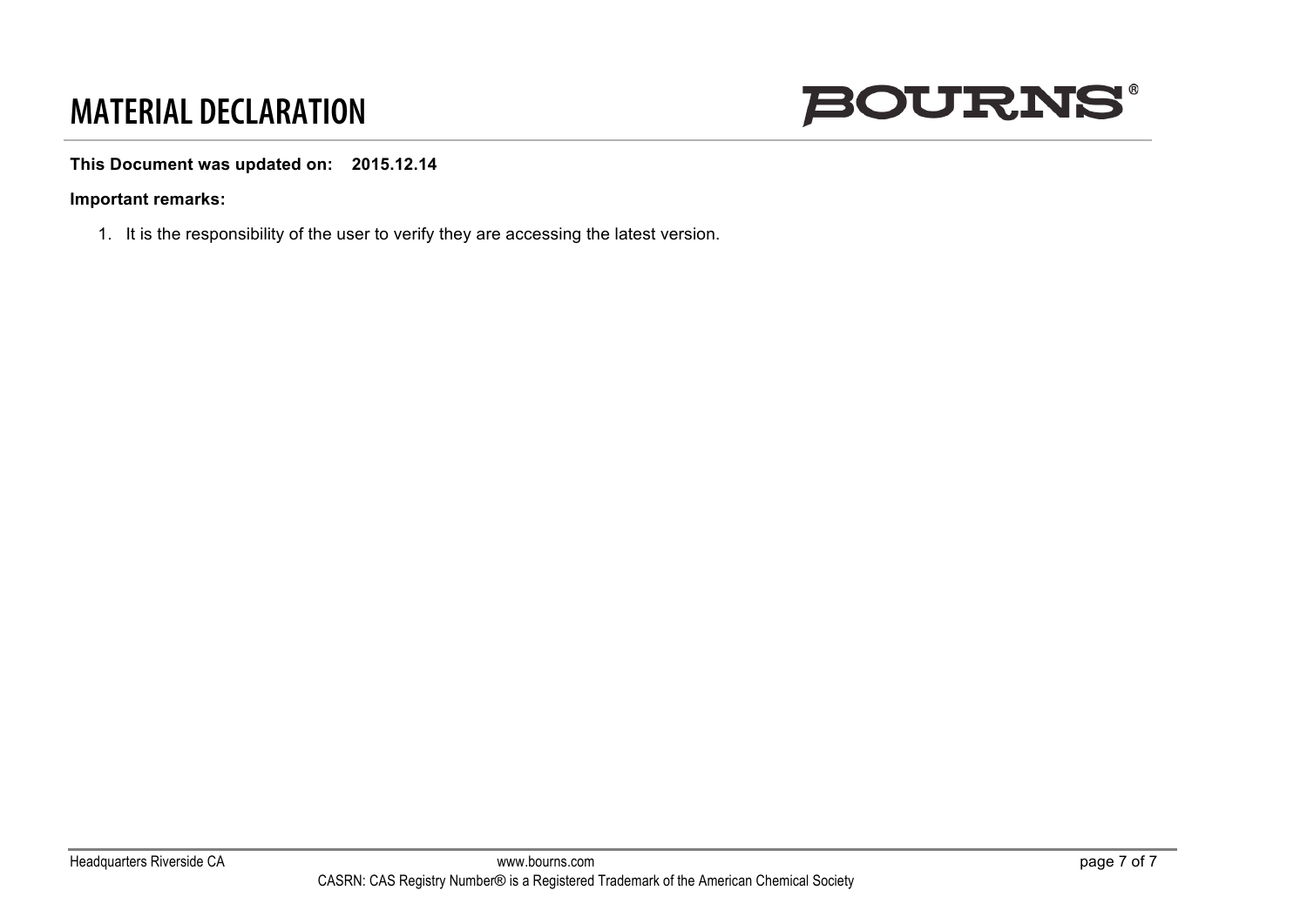# MATERIAL DECLARATION

**This Document was updated on: 2015.12.14**

**Important remarks:**

1. It is the responsibility of the user to verify they are accessing the latest version.